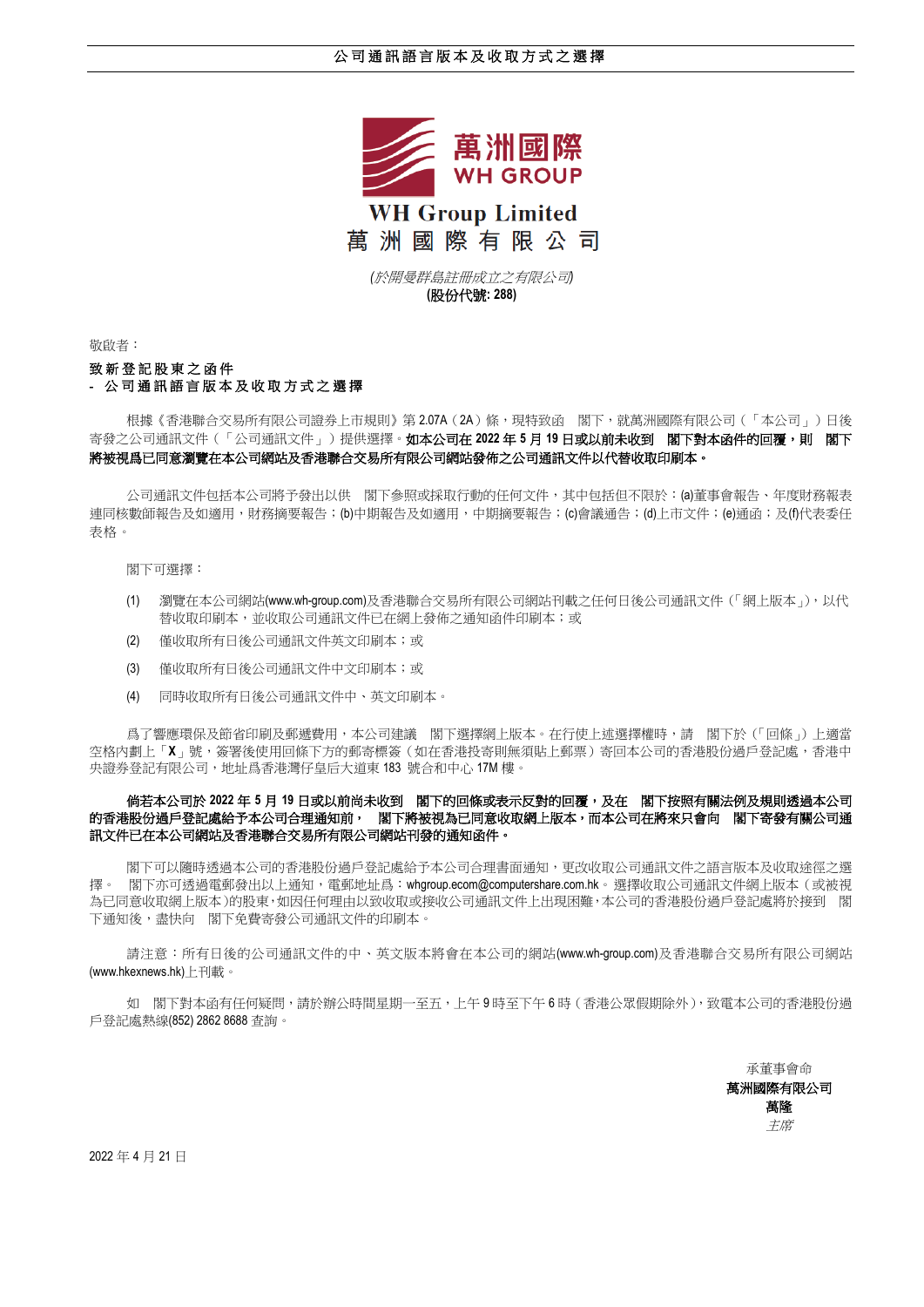# 公司通訊語言版本及收取方式之選擇

萬洲國際
WH GROUP

**WH Group Limited**
**萬洲國際有限公司**

*(於開曼群島註冊成立之有限公司)*
**(股份代號: 288)**

敬啟者：

**致新登記股東之函件**
**- 公司通訊語言版本及收取方式之選擇**

根據《香港聯合交易所有限公司證券上市規則》第 2.07A（2A）條，現特致函　閣下，就萬洲國際有限公司（「本公司」）日後寄發之公司通訊文件（「公司通訊文件」）提供選擇。**如本公司在 2022 年 5 月 19 日或以前未收到　閣下對本函件的回覆，則　閣下將被視爲已同意瀏覽在本公司網站及香港聯合交易所有限公司網站發佈之公司通訊文件以代替收取印刷本。**

公司通訊文件包括本公司將予發出以供　閣下參照或採取行動的任何文件，其中包括但不限於：(a)董事會報告、年度財務報表連同核數師報告及如適用，財務摘要報告；(b)中期報告及如適用，中期摘要報告；(c)會議通告；(d)上市文件；(e)通函；及(f)代表委任表格。

閣下可選擇：

(1) 瀏覽在本公司網站(www.wh-group.com)及香港聯合交易所有限公司網站刊載之任何日後公司通訊文件（「網上版本」），以代替收取印刷本，並收取公司通訊文件已在網上發佈之通知函件印刷本；或
(2) 僅收取所有日後公司通訊文件英文印刷本；或
(3) 僅收取所有日後公司通訊文件中文印刷本；或
(4) 同時收取所有日後公司通訊文件中、英文印刷本。

爲了響應環保及節省印刷及郵遞費用，本公司建議　閣下選擇網上版本。在行使上述選擇權時，請　閣下於（「回條」）上適當空格內劃上「**X**」號，簽署後使用回條下方的郵寄標簽（如在香港投寄則無須貼上郵票）寄回本公司的香港股份過戶登記處，香港中央證券登記有限公司，地址爲香港灣仔皇后大道東 183 號合和中心 17M 樓。

**倘若本公司於 2022 年 5 月 19 日或以前尚未收到　閣下的回條或表示反對的回覆，及在　閣下按照有關法例及規則透過本公司的香港股份過戶登記處給予本公司合理通知前，　閣下將被視為已同意收取網上版本，而本公司在將來只會向　閣下寄發有關公司通訊文件已在本公司網站及香港聯合交易所有限公司網站刊發的通知函件。**

閣下可以隨時透過本公司的香港股份過戶登記處給予本公司合理書面通知，更改收取公司通訊文件之語言版本及收取途徑之選擇。　閣下亦可透過電郵發出以上通知，電郵地址爲：whgroup.ecom@computershare.com.hk。選擇收取公司通訊文件網上版本（或被視為已同意收取網上版本)的股東,如因任何理由以致收取或接收公司通訊文件上出現困難,本公司的香港股份過戶登記處將於接到　閣下通知後，盡快向　閣下免費寄發公司通訊文件的印刷本。

請注意：所有日後的公司通訊文件的中、英文版本將會在本公司的網站(www.wh-group.com)及香港聯合交易所有限公司網站(www.hkexnews.hk)上刊載。

如　閣下對本函有任何疑問，請於辦公時間星期一至五，上午 9 時至下午 6 時（香港公眾假期除外），致電本公司的香港股份過戶登記處熱線(852) 2862 8688 查詢。

承董事會命
**萬洲國際有限公司**
**萬隆**
*主席*

2022 年 4 月 21 日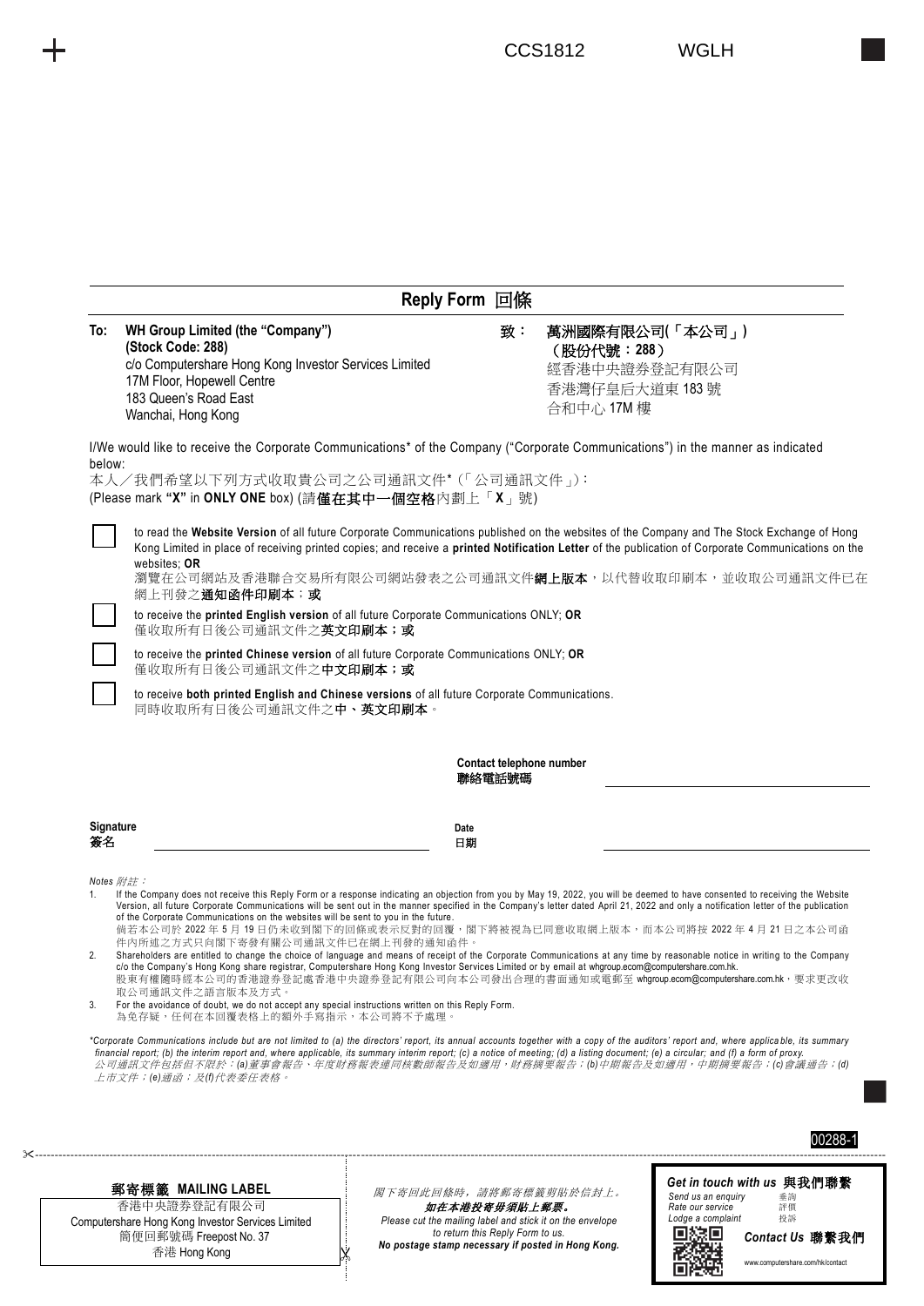CCS1812 WGLH

## Reply Form 回條

| | | | |
|---|---|---|---|
| To: | **WH Group Limited (the "Company")**<br>**(Stock Code: 288)**<br>c/o Computershare Hong Kong Investor Services Limited<br>17M Floor, Hopewell Centre<br>183 Queen's Road East<br>Wanchai, Hong Kong | 致： | **萬洲國際有限公司(「本公司」)**<br>**（股份代號：288）**<br>經香港中央證券登記有限公司<br>香港灣仔皇后大道東 183 號<br>合和中心 17M 樓 |

I/We would like to receive the Corporate Communications* of the Company ("Corporate Communications") in the manner as indicated below:
本人╱我們希望以下列方式收取貴公司之公司通訊文件*（「公司通訊文件」）：
(Please mark **"X"** in **ONLY ONE** box) (請**僅在其中一個空格**內劃上「**X**」號)

☐ to read the **Website Version** of all future Corporate Communications published on the websites of the Company and The Stock Exchange of Hong Kong Limited in place of receiving printed copies; and receive a **printed Notification Letter** of the publication of Corporate Communications on the websites; **OR**
瀏覽在公司網站及香港聯合交易所有限公司網站發表之公司通訊文件**網上版本**，以代替收取印刷本，並收取公司通訊文件已在網上刊發之**通知函件印刷本；或**

☐ to receive the **printed English version** of all future Corporate Communications ONLY; **OR**
僅收取所有日後公司通訊文件之**英文印刷本；或**

☐ to receive the **printed Chinese version** of all future Corporate Communications ONLY; **OR**
僅收取所有日後公司通訊文件之**中文印刷本；或**

☐ to receive **both printed English and Chinese versions** of all future Corporate Communications.
同時收取所有日後公司通訊文件之**中、英文印刷本**。

**Contact telephone number 聯絡電話號碼** ______________________

**Signature 簽名** ______________________ **Date 日期** ______________________

*Notes 附註：*

1. If the Company does not receive this Reply Form or a response indicating an objection from you by May 19, 2022, you will be deemed to have consented to receiving the Website Version, all future Corporate Communications will be sent out in the manner specified in the Company's letter dated April 21, 2022 and only a notification letter of the publication of the Corporate Communications on the websites will be sent to you in the future.
倘若本公司於 2022 年 5 月 19 日仍未收到閣下的回條或表示反對的回覆，閣下將被視為已同意收取網上版本，而本公司將按 2022 年 4 月 21 日之本公司函件內所述之方式只向閣下寄發有關公司通訊文件已在網上刊發的通知函件。
2. Shareholders are entitled to change the choice of language and means of receipt of the Corporate Communications at any time by reasonable notice in writing to the Company c/o the Company's Hong Kong share registrar, Computershare Hong Kong Investor Services Limited or by email at whgroup.ecom@computershare.com.hk.
股東有權隨時經本公司的香港證券登記處香港中央證券登記有限公司向本公司發出合理的書面通知或電郵至 whgroup.ecom@computershare.com.hk，要求更改收取公司通訊文件之語言版本及方式。
3. For the avoidance of doubt, we do not accept any special instructions written on this Reply Form.
為免存疑，任何在本回覆表格上的額外手寫指示，本公司將不予處理。

*\*Corporate Communications include but are not limited to (a) the directors' report, its annual accounts together with a copy of the auditors' report and, where applicable, its summary financial report; (b) the interim report and, where applicable, its summary interim report; (c) a notice of meeting; (d) a listing document; (e) a circular; and (f) a form of proxy.*
*公司通訊文件包括但不限於：(a)董事會報告、年度財務報表連同核數師報告及如適用，財務摘要報告；(b)中期報告及如適用，中期摘要報告；(c)會議通告；(d)上市文件；(e)通函；及(f)代表委任表格。*

00288-1

**郵寄標籤 MAILING LABEL**
香港中央證券登記有限公司
Computershare Hong Kong Investor Services Limited
簡便回郵號碼 Freepost No. 37
香港 Hong Kong

*閣下寄回此回條時，請將郵寄標籤剪貼於信封上。*
***如在本港投寄毋須貼上郵票。***
*Please cut the mailing label and stick it on the envelope to return this Reply Form to us.*
***No postage stamp necessary if posted in Hong Kong.***

***Get in touch with us* 與我們聯繫**
*Send us an enquiry* 垂詢
*Rate our service* 評價
*Lodge a complaint* 投訴
***Contact Us* 聯繫我們**
www.computershare.com/hk/contact